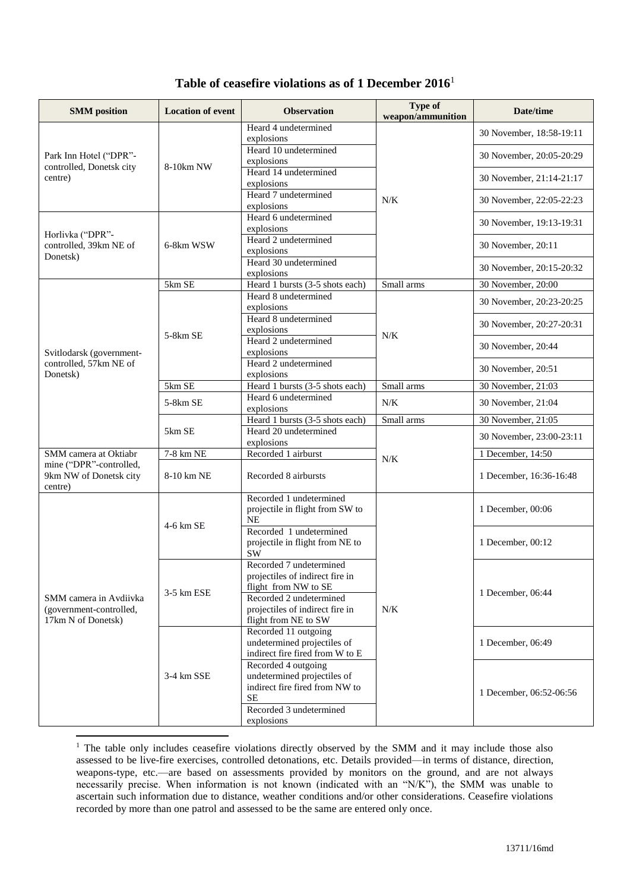## Table of ceasefire violations as of 1 December 2016[1]

| SMM position | Location of event | Observation | Type of weapon/ammunition | Date/time |
|---|---|---|---|---|
| Park Inn Hotel ("DPR"-controlled, Donetsk city centre) | 8-10km NW | Heard 4 undetermined explosions | N/K | 30 November, 18:58-19:11 |
| | | Heard 10 undetermined explosions | | 30 November, 20:05-20:29 |
| | | Heard 14 undetermined explosions | | 30 November, 21:14-21:17 |
| | | Heard 7 undetermined explosions | | 30 November, 22:05-22:23 |
| Horlivka ("DPR"-controlled, 39km NE of Donetsk) | 6-8km WSW | Heard 6 undetermined explosions | | 30 November, 19:13-19:31 |
| | | Heard 2 undetermined explosions | | 30 November, 20:11 |
| | | Heard 30 undetermined explosions | | 30 November, 20:15-20:32 |
| Svitlodarsk (government-controlled, 57km NE of Donetsk) | 5km SE | Heard 1 bursts (3-5 shots each) | Small arms | 30 November, 20:00 |
| | 5-8km SE | Heard 8 undetermined explosions | N/K | 30 November, 20:23-20:25 |
| | | Heard 8 undetermined explosions | | 30 November, 20:27-20:31 |
| | | Heard 2 undetermined explosions | | 30 November, 20:44 |
| | | Heard 2 undetermined explosions | | 30 November, 20:51 |
| | 5km SE | Heard 1 bursts (3-5 shots each) | Small arms | 30 November, 21:03 |
| | 5-8km SE | Heard 6 undetermined explosions | N/K | 30 November, 21:04 |
| | 5km SE | Heard 1 bursts (3-5 shots each) | Small arms | 30 November, 21:05 |
| | | Heard 20 undetermined explosions | N/K | 30 November, 23:00-23:11 |
| SMM camera at Oktiabr mine ("DPR"-controlled, 9km NW of Donetsk city centre) | 7-8 km NE | Recorded 1 airburst | | 1 December, 14:50 |
| | 8-10 km NE | Recorded 8 airbursts | | 1 December, 16:36-16:48 |
| SMM camera in Avdiivka (government-controlled, 17km N of Donetsk) | 4-6 km SE | Recorded 1 undetermined projectile in flight from SW to NE | N/K | 1 December, 00:06 |
| | | Recorded 1 undetermined projectile in flight from NE to SW | | 1 December, 00:12 |
| | 3-5 km ESE | Recorded 7 undetermined projectiles of indirect fire in flight from NW to SE | | 1 December, 06:44 |
| | | Recorded 2 undetermined projectiles of indirect fire in flight from NE to SW | | |
| | 3-4 km SSE | Recorded 11 outgoing undetermined projectiles of indirect fire fired from W to E | | 1 December, 06:49 |
| | | Recorded 4 outgoing undetermined projectiles of indirect fire fired from NW to SE | | 1 December, 06:52-06:56 |
| | | Recorded 3 undetermined explosions | | |

[1] The table only includes ceasefire violations directly observed by the SMM and it may include those also assessed to be live-fire exercises, controlled detonations, etc. Details provided—in terms of distance, direction, weapons-type, etc.—are based on assessments provided by monitors on the ground, and are not always necessarily precise. When information is not known (indicated with an "N/K"), the SMM was unable to ascertain such information due to distance, weather conditions and/or other considerations. Ceasefire violations recorded by more than one patrol and assessed to be the same are entered only once.

13711/16md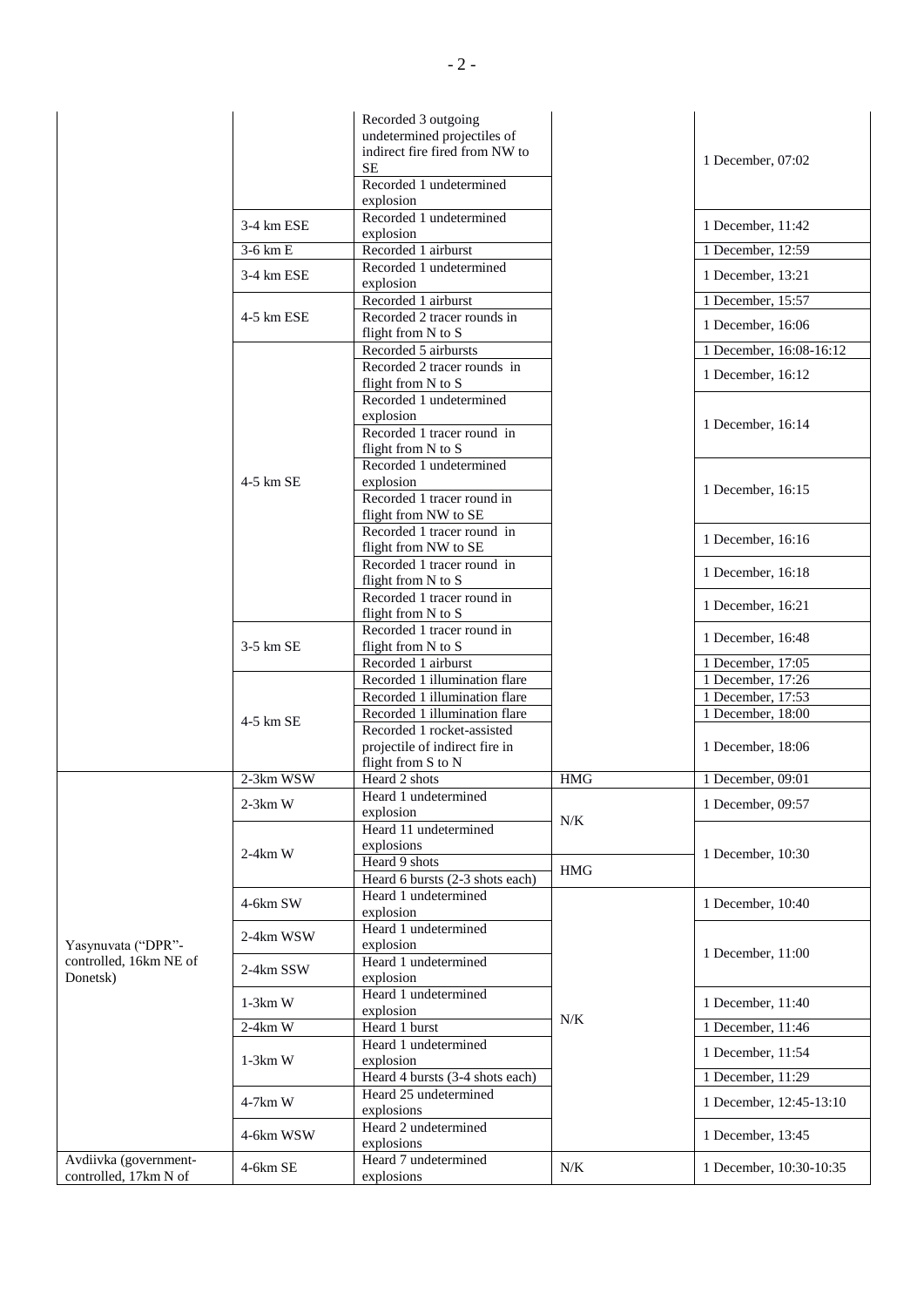| | | | | |
|---|---|---|---|---|
| | | Recorded 3 outgoing undetermined projectiles of indirect fire fired from NW to SE | | 1 December, 07:02 |
| | | Recorded 1 undetermined explosion | | |
| | 3-4 km ESE | Recorded 1 undetermined explosion | | 1 December, 11:42 |
| | 3-6 km E | Recorded 1 airburst | | 1 December, 12:59 |
| | 3-4 km ESE | Recorded 1 undetermined explosion | | 1 December, 13:21 |
| | 4-5 km ESE | Recorded 1 airburst | | 1 December, 15:57 |
| | | Recorded 2 tracer rounds in flight from N to S | | 1 December, 16:06 |
| | 4-5 km SE | Recorded 5 airbursts | | 1 December, 16:08-16:12 |
| | | Recorded 2 tracer rounds in flight from N to S | | 1 December, 16:12 |
| | | Recorded 1 undetermined explosion | | 1 December, 16:14 |
| | | Recorded 1 tracer round in flight from N to S | | |
| | | Recorded 1 undetermined explosion | | 1 December, 16:15 |
| | | Recorded 1 tracer round in flight from NW to SE | | |
| | | Recorded 1 tracer round in flight from NW to SE | | 1 December, 16:16 |
| | | Recorded 1 tracer round in flight from N to S | | 1 December, 16:18 |
| | | Recorded 1 tracer round in flight from N to S | | 1 December, 16:21 |
| | 3-5 km SE | Recorded 1 tracer round in flight from N to S | | 1 December, 16:48 |
| | | Recorded 1 airburst | | 1 December, 17:05 |
| | 4-5 km SE | Recorded 1 illumination flare | | 1 December, 17:26 |
| | | Recorded 1 illumination flare | | 1 December, 17:53 |
| | | Recorded 1 illumination flare | | 1 December, 18:00 |
| | | Recorded 1 rocket-assisted projectile of indirect fire in flight from S to N | | 1 December, 18:06 |
| Yasynuvata ("DPR"-controlled, 16km NE of Donetsk) | 2-3km WSW | Heard 2 shots | HMG | 1 December, 09:01 |
| | 2-3km W | Heard 1 undetermined explosion | N/K | 1 December, 09:57 |
| | 2-4km W | Heard 11 undetermined explosions | N/K | 1 December, 10:30 |
| | | Heard 9 shots | HMG | |
| | | Heard 6 bursts (2-3 shots each) | HMG | |
| | 4-6km SW | Heard 1 undetermined explosion | N/K | 1 December, 10:40 |
| | 2-4km WSW | Heard 1 undetermined explosion | N/K | 1 December, 11:00 |
| | 2-4km SSW | Heard 1 undetermined explosion | N/K | |
| | 1-3km W | Heard 1 undetermined explosion | N/K | 1 December, 11:40 |
| | 2-4km W | Heard 1 burst | N/K | 1 December, 11:46 |
| | 1-3km W | Heard 1 undetermined explosion | N/K | 1 December, 11:54 |
| | | Heard 4 bursts (3-4 shots each) | N/K | 1 December, 11:29 |
| | 4-7km W | Heard 25 undetermined explosions | N/K | 1 December, 12:45-13:10 |
| | 4-6km WSW | Heard 2 undetermined explosions | N/K | 1 December, 13:45 |
| Avdiivka (government-controlled, 17km N of | 4-6km SE | Heard 7 undetermined explosions | N/K | 1 December, 10:30-10:35 |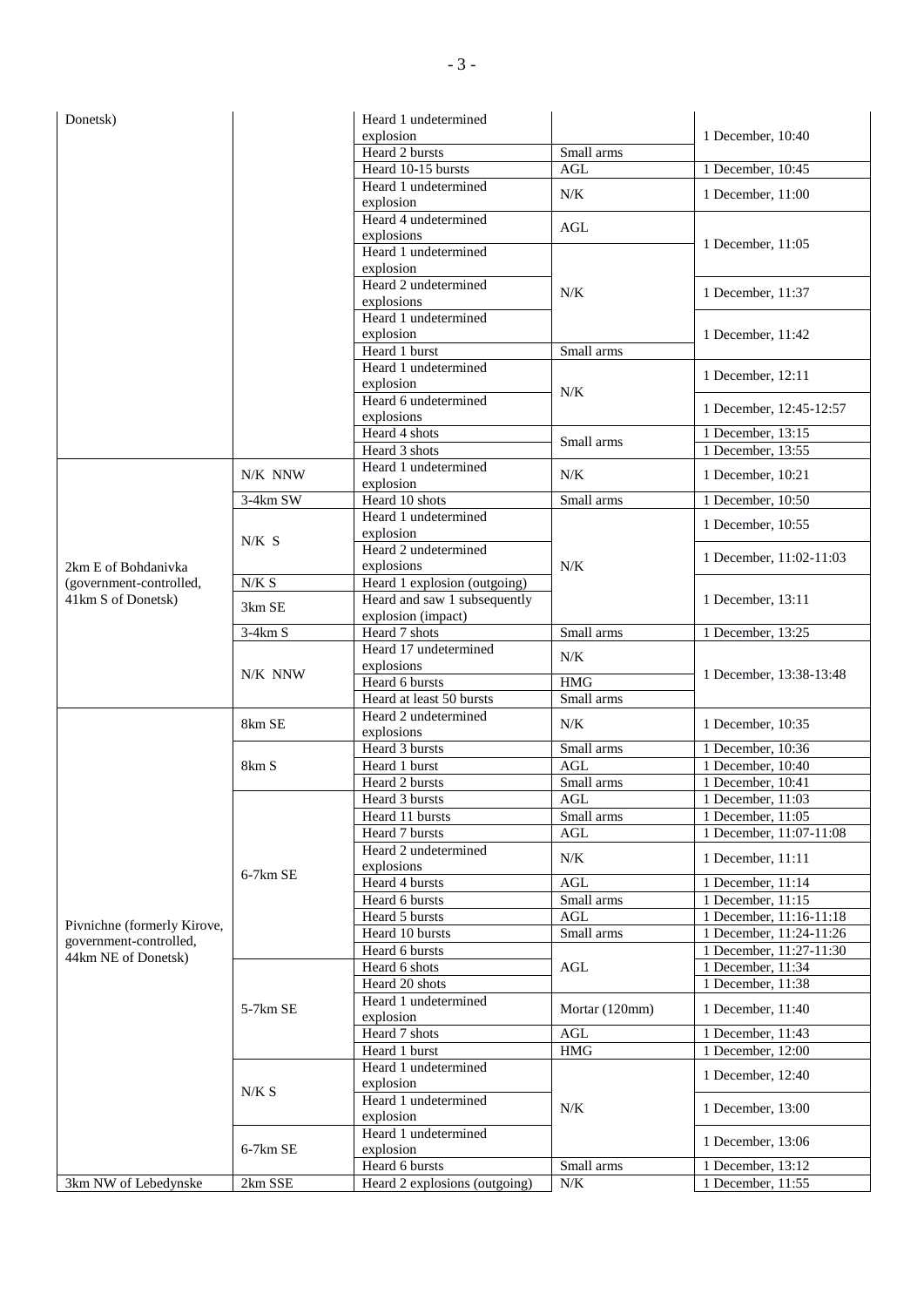| | | | | |
|---|---|---|---|---|
| Donetsk) | | Heard 1 undetermined explosion | | 1 December, 10:40 |
| | | Heard 2 bursts | Small arms | |
| | | Heard 10-15 bursts | AGL | 1 December, 10:45 |
| | | Heard 1 undetermined explosion | N/K | 1 December, 11:00 |
| | | Heard 4 undetermined explosions | AGL | 1 December, 11:05 |
| | | Heard 1 undetermined explosion | N/K | |
| | | Heard 2 undetermined explosions | | 1 December, 11:37 |
| | | Heard 1 undetermined explosion | | 1 December, 11:42 |
| | | Heard 1 burst | Small arms | |
| | | Heard 1 undetermined explosion | N/K | 1 December, 12:11 |
| | | Heard 6 undetermined explosions | | 1 December, 12:45-12:57 |
| | | Heard 4 shots | Small arms | 1 December, 13:15 |
| | | Heard 3 shots | | 1 December, 13:55 |
| 2km E of Bohdanivka (government-controlled, 41km S of Donetsk) | N/K NNW | Heard 1 undetermined explosion | N/K | 1 December, 10:21 |
| | 3-4km SW | Heard 10 shots | Small arms | 1 December, 10:50 |
| | N/K S | Heard 1 undetermined explosion | N/K | 1 December, 10:55 |
| | | Heard 2 undetermined explosions | | 1 December, 11:02-11:03 |
| | N/K S | Heard 1 explosion (outgoing) | | 1 December, 13:11 |
| | 3km SE | Heard and saw 1 subsequently explosion (impact) | | |
| | 3-4km S | Heard 7 shots | Small arms | 1 December, 13:25 |
| | N/K NNW | Heard 17 undetermined explosions | N/K | 1 December, 13:38-13:48 |
| | | Heard 6 bursts | HMG | |
| | | Heard at least 50 bursts | Small arms | |
| Pivnichne (formerly Kirove, government-controlled, 44km NE of Donetsk) | 8km SE | Heard 2 undetermined explosions | N/K | 1 December, 10:35 |
| | 8km S | Heard 3 bursts | Small arms | 1 December, 10:36 |
| | | Heard 1 burst | AGL | 1 December, 10:40 |
| | | Heard 2 bursts | Small arms | 1 December, 10:41 |
| | 6-7km SE | Heard 3 bursts | AGL | 1 December, 11:03 |
| | | Heard 11 bursts | Small arms | 1 December, 11:05 |
| | | Heard 7 bursts | AGL | 1 December, 11:07-11:08 |
| | | Heard 2 undetermined explosions | N/K | 1 December, 11:11 |
| | | Heard 4 bursts | AGL | 1 December, 11:14 |
| | | Heard 6 bursts | Small arms | 1 December, 11:15 |
| | | Heard 5 bursts | AGL | 1 December, 11:16-11:18 |
| | | Heard 10 bursts | Small arms | 1 December, 11:24-11:26 |
| | | Heard 6 bursts | AGL | 1 December, 11:27-11:30 |
| | 5-7km SE | Heard 6 shots | | 1 December, 11:34 |
| | | Heard 20 shots | | 1 December, 11:38 |
| | | Heard 1 undetermined explosion | Mortar (120mm) | 1 December, 11:40 |
| | | Heard 7 shots | AGL | 1 December, 11:43 |
| | | Heard 1 burst | HMG | 1 December, 12:00 |
| | N/K S | Heard 1 undetermined explosion | N/K | 1 December, 12:40 |
| | | Heard 1 undetermined explosion | | 1 December, 13:00 |
| | 6-7km SE | Heard 1 undetermined explosion | | 1 December, 13:06 |
| | | Heard 6 bursts | Small arms | 1 December, 13:12 |
| 3km NW of Lebedynske | 2km SSE | Heard 2 explosions (outgoing) | N/K | 1 December, 11:55 |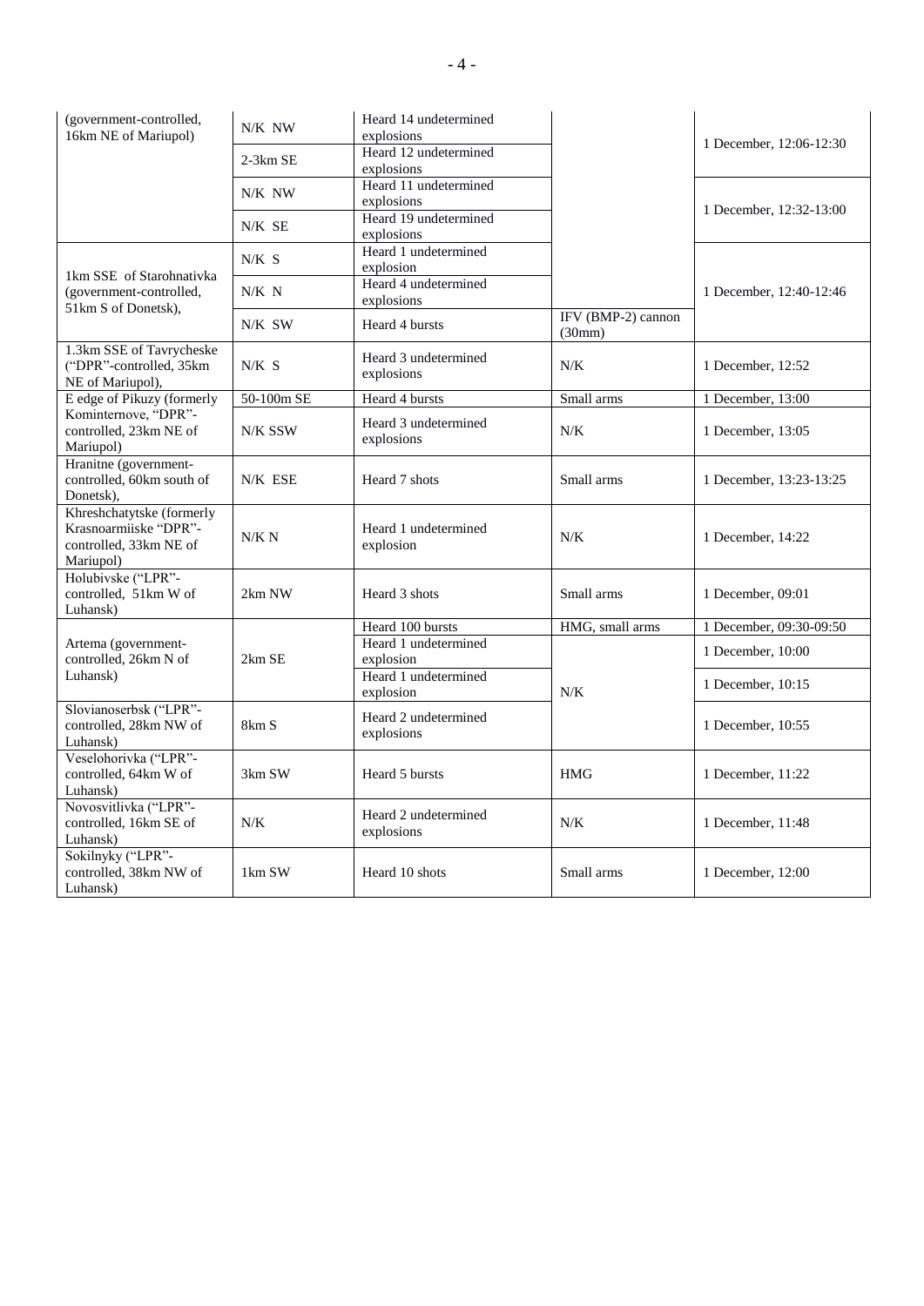| | | | | |
|---|---|---|---|---|
| (government-controlled, 16km NE of Mariupol) | N/K NW | Heard 14 undetermined explosions | | 1 December, 12:06-12:30 |
| | 2-3km SE | Heard 12 undetermined explosions | | |
| | N/K NW | Heard 11 undetermined explosions | | 1 December, 12:32-13:00 |
| | N/K SE | Heard 19 undetermined explosions | | |
| 1km SSE of Starohnativka (government-controlled, 51km S of Donetsk), | N/K S | Heard 1 undetermined explosion | | 1 December, 12:40-12:46 |
| | N/K N | Heard 4 undetermined explosions | | |
| | N/K SW | Heard 4 bursts | IFV (BMP-2) cannon (30mm) | |
| 1.3km SSE of Tavrycheske ("DPR"-controlled, 35km NE of Mariupol), | N/K S | Heard 3 undetermined explosions | N/K | 1 December, 12:52 |
| E edge of Pikuzy (formerly Kominternove, "DPR"-controlled, 23km NE of Mariupol) | 50-100m SE | Heard 4 bursts | Small arms | 1 December, 13:00 |
| | N/K SSW | Heard 3 undetermined explosions | N/K | 1 December, 13:05 |
| Hranitne (government-controlled, 60km south of Donetsk), | N/K ESE | Heard 7 shots | Small arms | 1 December, 13:23-13:25 |
| Khreshchatytske (formerly Krasnoarmiiske "DPR"-controlled, 33km NE of Mariupol) | N/K N | Heard 1 undetermined explosion | N/K | 1 December, 14:22 |
| Holubivske ("LPR"-controlled, 51km W of Luhansk) | 2km NW | Heard 3 shots | Small arms | 1 December, 09:01 |
| Artema (government-controlled, 26km N of Luhansk) | 2km SE | Heard 100 bursts | HMG, small arms | 1 December, 09:30-09:50 |
| | | Heard 1 undetermined explosion | N/K | 1 December, 10:00 |
| | | Heard 1 undetermined explosion | | 1 December, 10:15 |
| Slovianoserbsk ("LPR"-controlled, 28km NW of Luhansk) | 8km S | Heard 2 undetermined explosions | | 1 December, 10:55 |
| Veselohorivka ("LPR"-controlled, 64km W of Luhansk) | 3km SW | Heard 5 bursts | HMG | 1 December, 11:22 |
| Novosvitlivka ("LPR"-controlled, 16km SE of Luhansk) | N/K | Heard 2 undetermined explosions | N/K | 1 December, 11:48 |
| Sokilnyky ("LPR"-controlled, 38km NW of Luhansk) | 1km SW | Heard 10 shots | Small arms | 1 December, 12:00 |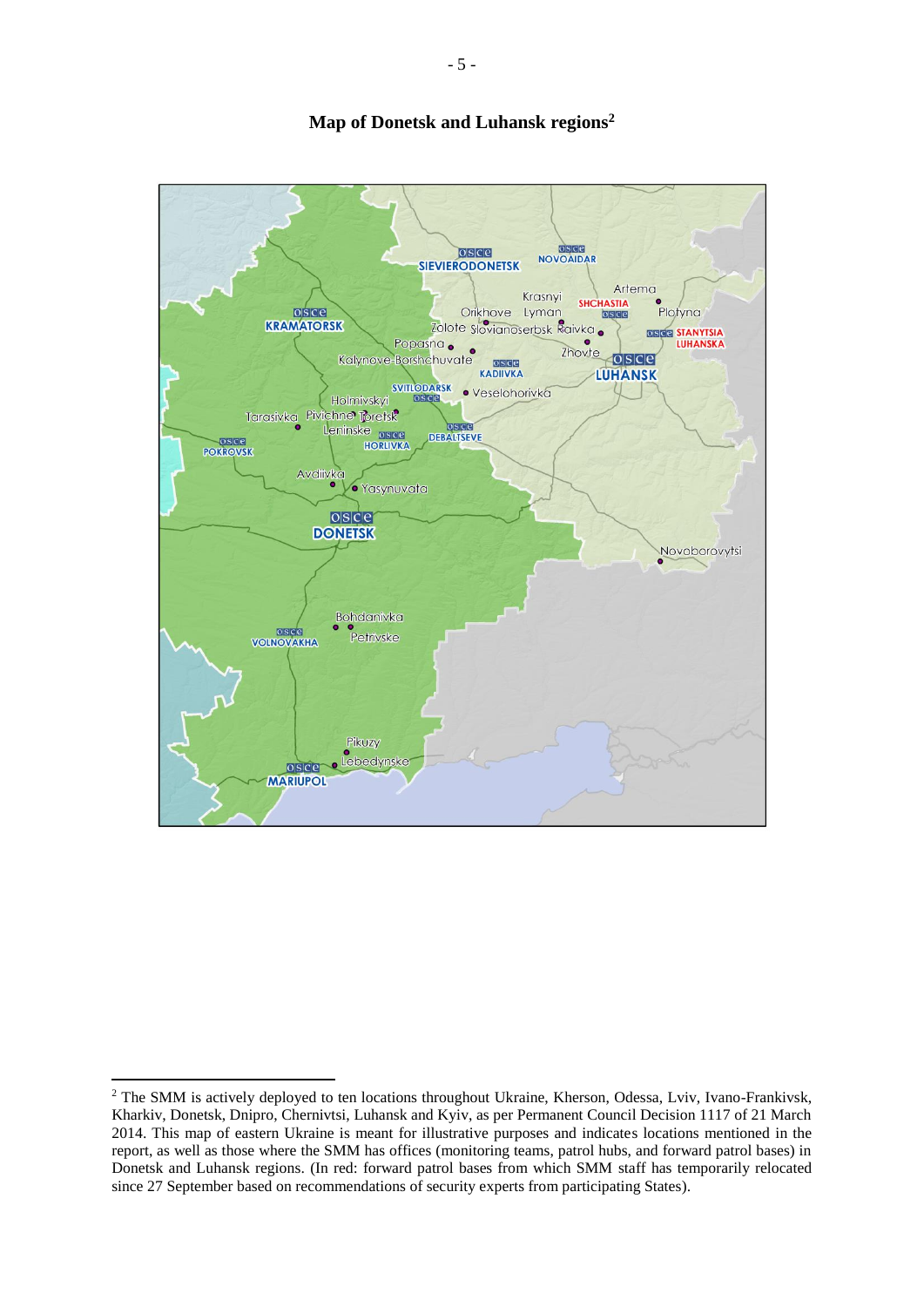**Map of Donetsk and Luhansk regions[2]**

SIEVIERODONETSK
NOVOAIDAR
Krasnyi
Artema
SHCHASTIA
Orikhove
Lyman
Plotyna
KRAMATORSK
Zolote
Slovianoserbsk
Raivka
STANYTSIA LUHANSKA
Popasna
Zhovte
Kalynove-Borshchuvate
KADIIVKA
LUHANSK
SVITLODARSK
Veselohorivka
Holmivskyi
Tarasivka
Pivichne
Toretsk
Leninske
HORLIVKA
DEBALTSEVE
POKROVSK
Avdiivka
Yasynuvata
DONETSK
Novoborovytsi
Bohdanivka
VOLNOVAKHA
Petrivske
Pikuzy
Lebedynske
MARIUPOL

[2] The SMM is actively deployed to ten locations throughout Ukraine, Kherson, Odessa, Lviv, Ivano-Frankivsk, Kharkiv, Donetsk, Dnipro, Chernivtsi, Luhansk and Kyiv, as per Permanent Council Decision 1117 of 21 March 2014. This map of eastern Ukraine is meant for illustrative purposes and indicates locations mentioned in the report, as well as those where the SMM has offices (monitoring teams, patrol hubs, and forward patrol bases) in Donetsk and Luhansk regions. (In red: forward patrol bases from which SMM staff has temporarily relocated since 27 September based on recommendations of security experts from participating States).